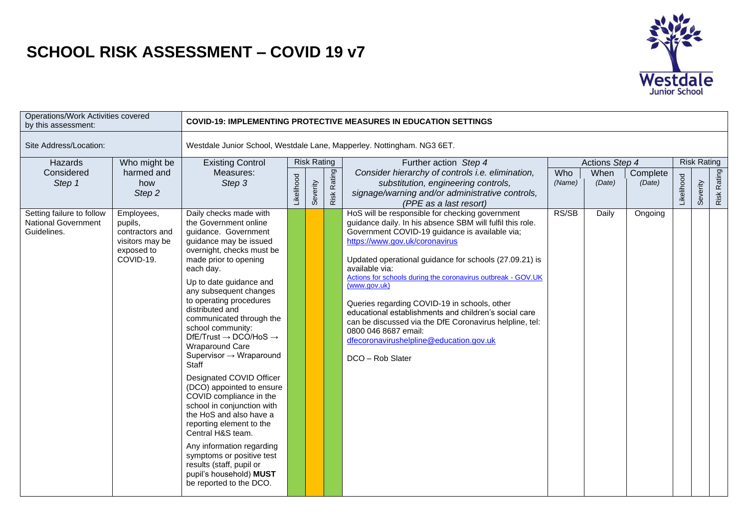# SCHOOL RISK ASSESSMENT – COVID 19 v7

| Operations/Work Activities covered by this assessment: | | COVID-19: IMPLEMENTING PROTECTIVE MEASURES IN EDUCATION SETTINGS | | | | | | | | | | | |
|---|---|---|---|---|---|---|---|---|---|---|---|---|---|
| Site Address/Location: | | Westdale Junior School, Westdale Lane, Mapperley. Nottingham. NG3 6ET. | | | | | | | | | | | |
| Hazards Considered *Step 1* | Who might be harmed and how *Step 2* | Existing Control Measures: *Step 3* | Risk Rating | | | Further action *Step 4* *Consider hierarchy of controls i.e. elimination, substitution, engineering controls, signage/warning and/or administrative controls, (PPE as a last resort)* | Actions *Step 4* | | | Risk Rating | | |
| | | | Likelihood | Severity | Risk Rating | | Who *(Name)* | When *(Date)* | Complete *(Date)* | Likelihood | Severity | Risk Rating |
| Setting failure to follow National Government Guidelines. | Employees, pupils, contractors and visitors may be exposed to COVID-19. | Daily checks made with the Government online guidance. Government guidance may be issued overnight, checks must be made prior to opening each day.<br><br>Up to date guidance and any subsequent changes to operating procedures distributed and communicated through the school community: DfE/Trust → DCO/HoS → Wraparound Care Supervisor → Wraparound Staff<br><br>Designated COVID Officer (DCO) appointed to ensure COVID compliance in the school in conjunction with the HoS and also have a reporting element to the Central H&S team.<br><br>Any information regarding symptoms or positive test results (staff, pupil or pupil's household) **MUST** be reported to the DCO. | | | | HoS will be responsible for checking government guidance daily. In his absence SBM will fulfil this role. Government COVID-19 guidance is available via; https://www.gov.uk/coronavirus<br><br>Updated operational guidance for schools (27.09.21) is available via:<br>Actions for schools during the coronavirus outbreak - GOV.UK (www.gov.uk)<br><br>Queries regarding COVID-19 in schools, other educational establishments and children's social care can be discussed via the DfE Coronavirus helpline, tel: 0800 046 8687 email: dfecoronavirushelpline@education.gov.uk<br><br>DCO – Rob Slater | RS/SB | Daily | Ongoing | | | |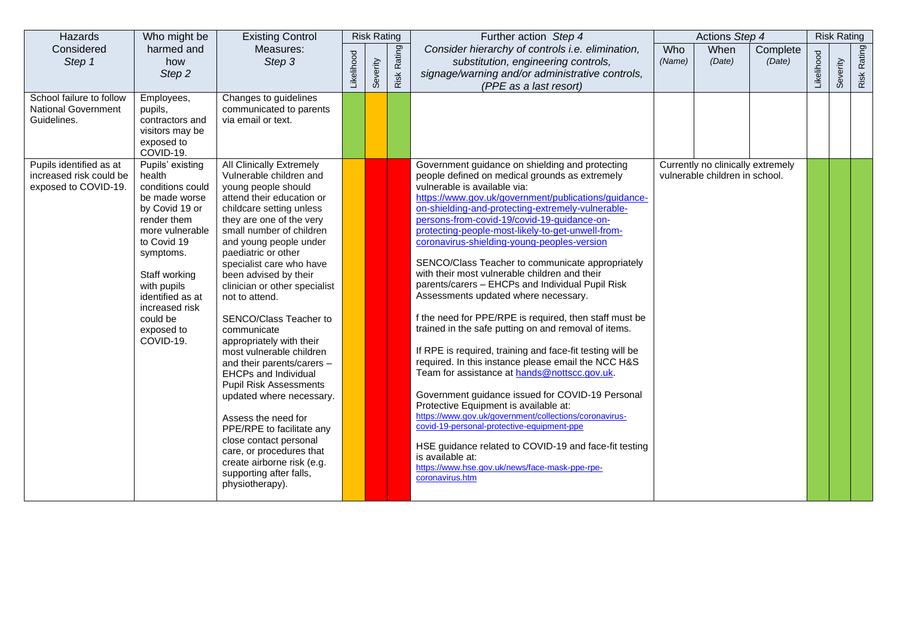| Hazards Considered *Step 1* | Who might be harmed and how *Step 2* | Existing Control Measures: *Step 3* | Risk Rating | | | Further action *Step 4* *Consider hierarchy of controls i.e. elimination, substitution, engineering controls, signage/warning and/or administrative controls, (PPE as a last resort)* | Actions *Step 4* | | | Risk Rating | | |
|---|---|---|---|---|---|---|---|---|---|---|---|---|
| | | | Likelihood | Severity | Risk Rating | | Who *(Name)* | When *(Date)* | Complete *(Date)* | Likelihood | Severity | Risk Rating |
| School failure to follow National Government Guidelines. | Employees, pupils, contractors and visitors may be exposed to COVID-19. | Changes to guidelines communicated to parents via email or text. | | | | | | | | | | |
| Pupils identified as at increased risk could be exposed to COVID-19. | Pupils' existing health conditions could be made worse by Covid 19 or render them more vulnerable to Covid 19 symptoms.<br><br>Staff working with pupils identified as at increased risk could be exposed to COVID-19. | All Clinically Extremely Vulnerable children and young people should attend their education or childcare setting unless they are one of the very small number of children and young people under paediatric or other specialist care who have been advised by their clinician or other specialist not to attend.<br><br>SENCO/Class Teacher to communicate appropriately with their most vulnerable children and their parents/carers – EHCPs and Individual Pupil Risk Assessments updated where necessary.<br><br>Assess the need for PPE/RPE to facilitate any close contact personal care, or procedures that create airborne risk (e.g. supporting after falls, physiotherapy). | | | | Government guidance on shielding and protecting people defined on medical grounds as extremely vulnerable is available via: https://www.gov.uk/government/publications/guidance-on-shielding-and-protecting-extremely-vulnerable-persons-from-covid-19/covid-19-guidance-on-protecting-people-most-likely-to-get-unwell-from-coronavirus-shielding-young-peoples-version<br><br>SENCO/Class Teacher to communicate appropriately with their most vulnerable children and their parents/carers – EHCPs and Individual Pupil Risk Assessments updated where necessary.<br><br>f the need for PPE/RPE is required, then staff must be trained in the safe putting on and removal of items.<br><br>If RPE is required, training and face-fit testing will be required. In this instance please email the NCC H&S Team for assistance at hands@nottscc.gov.uk.<br><br>Government guidance issued for COVID-19 Personal Protective Equipment is available at: https://www.gov.uk/government/collections/coronavirus-covid-19-personal-protective-equipment-ppe<br><br>HSE guidance related to COVID-19 and face-fit testing is available at: https://www.hse.gov.uk/news/face-mask-ppe-rpe-coronavirus.htm | Currently no clinically extremely vulnerable children in school. | | | | | |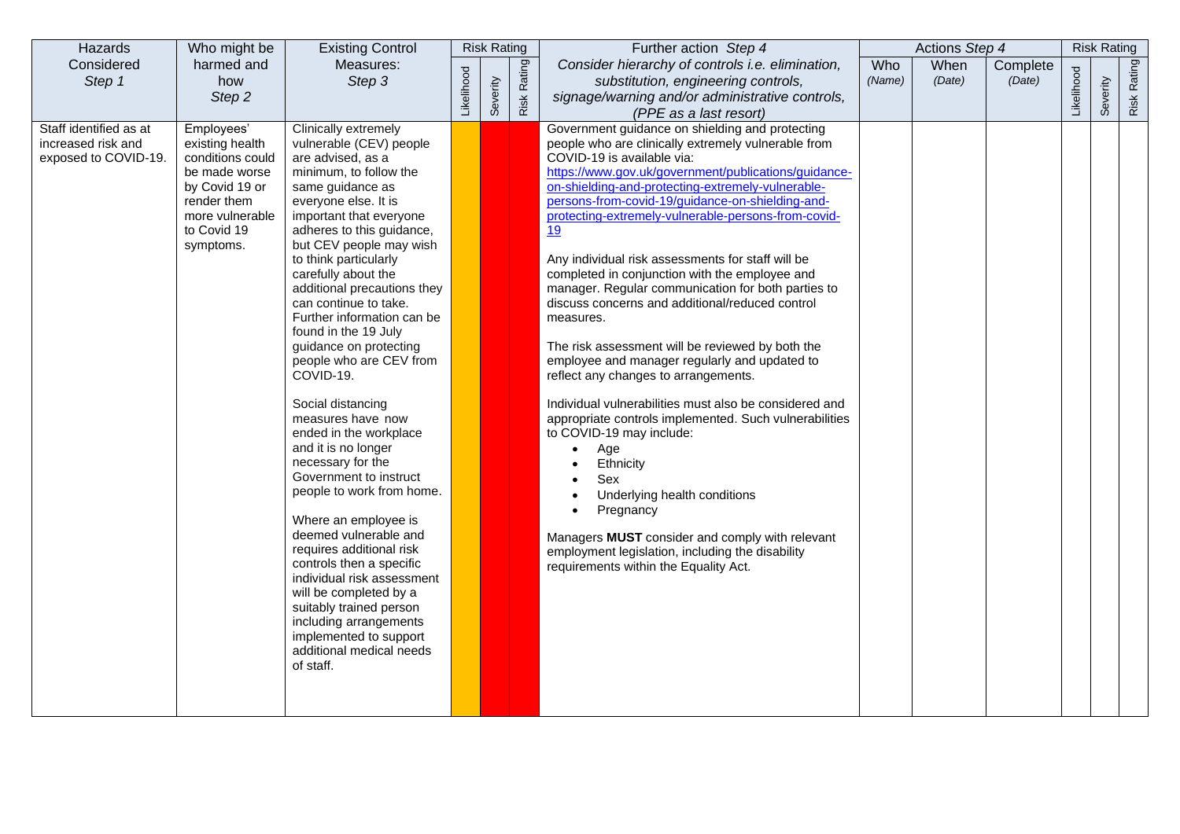| Hazards Considered *Step 1* | Who might be harmed and how *Step 2* | Existing Control Measures: *Step 3* | Risk Rating | | | Further action *Step 4* *Consider hierarchy of controls i.e. elimination, substitution, engineering controls, signage/warning and/or administrative controls, (PPE as a last resort)* | Actions *Step 4* | | | Risk Rating | | |
|---|---|---|---|---|---|---|---|---|---|---|---|---|
| | | | Likelihood | Severity | Risk Rating | | Who *(Name)* | When *(Date)* | Complete *(Date)* | Likelihood | Severity | Risk Rating |
| Staff identified as at increased risk and exposed to COVID-19. | Employees' existing health conditions could be made worse by Covid 19 or render them more vulnerable to Covid 19 symptoms. | Clinically extremely vulnerable (CEV) people are advised, as a minimum, to follow the same guidance as everyone else. It is important that everyone adheres to this guidance, but CEV people may wish to think particularly carefully about the additional precautions they can continue to take. Further information can be found in the 19 July guidance on protecting people who are CEV from COVID-19.<br><br>Social distancing measures have now ended in the workplace and it is no longer necessary for the Government to instruct people to work from home.<br><br>Where an employee is deemed vulnerable and requires additional risk controls then a specific individual risk assessment will be completed by a suitably trained person including arrangements implemented to support additional medical needs of staff. | | | | Government guidance on shielding and protecting people who are clinically extremely vulnerable from COVID-19 is available via: https://www.gov.uk/government/publications/guidance-on-shielding-and-protecting-extremely-vulnerable-persons-from-covid-19/guidance-on-shielding-and-protecting-extremely-vulnerable-persons-from-covid-19<br><br>Any individual risk assessments for staff will be completed in conjunction with the employee and manager. Regular communication for both parties to discuss concerns and additional/reduced control measures.<br><br>The risk assessment will be reviewed by both the employee and manager regularly and updated to reflect any changes to arrangements.<br><br>Individual vulnerabilities must also be considered and appropriate controls implemented. Such vulnerabilities to COVID-19 may include:<br>• Age<br>• Ethnicity<br>• Sex<br>• Underlying health conditions<br>• Pregnancy<br><br>Managers **MUST** consider and comply with relevant employment legislation, including the disability requirements within the Equality Act. | | | | | | |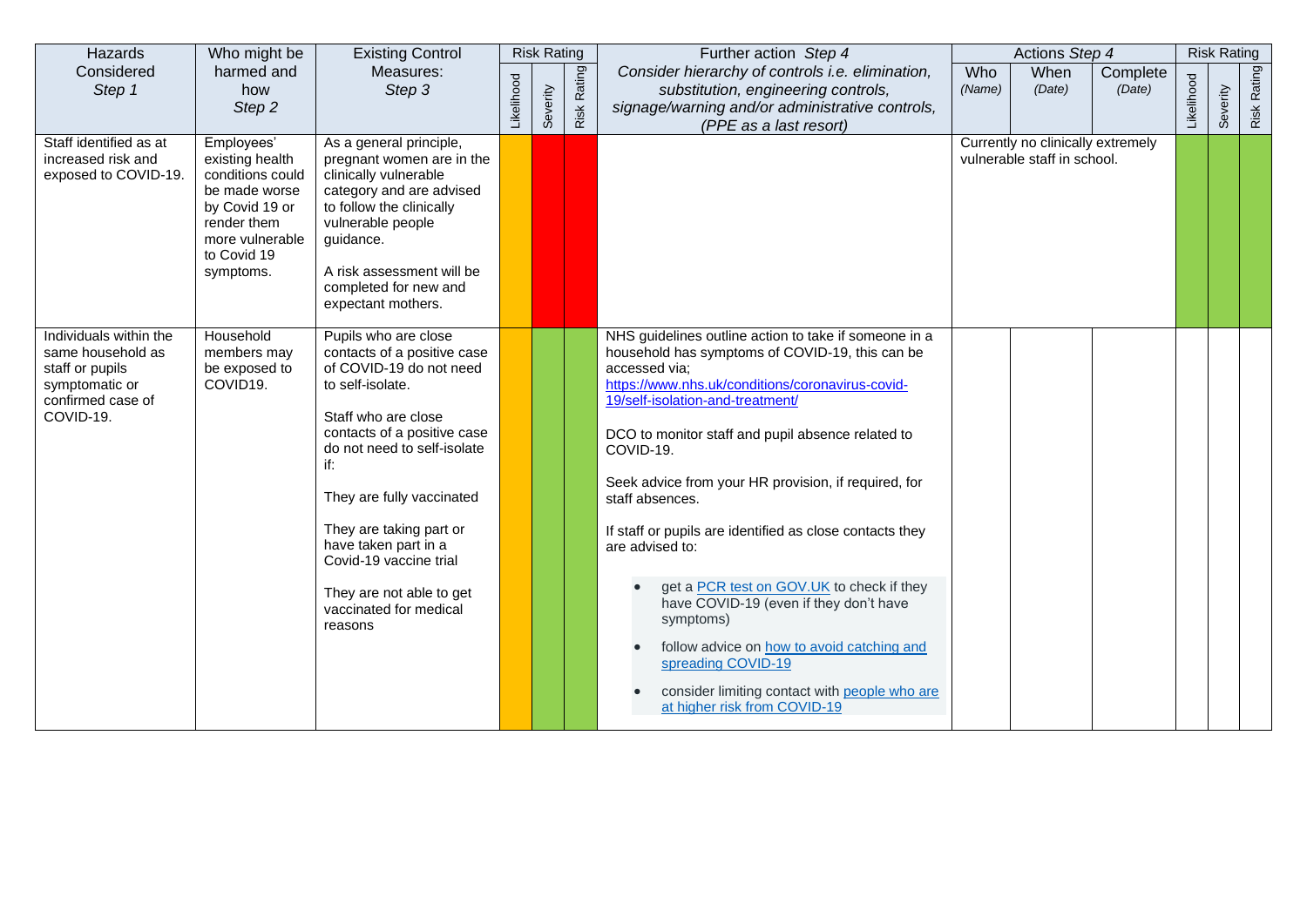| Hazards Considered *Step 1* | Who might be harmed and how *Step 2* | Existing Control Measures: *Step 3* | Risk Rating | | | Further action *Step 4* *Consider hierarchy of controls i.e. elimination, substitution, engineering controls, signage/warning and/or administrative controls, (PPE as a last resort)* | Actions *Step 4* | | | Risk Rating | | |
|---|---|---|---|---|---|---|---|---|---|---|---|---|
| | | | Likelihood | Severity | Risk Rating | | Who *(Name)* | When *(Date)* | Complete *(Date)* | Likelihood | Severity | Risk Rating |
| Staff identified as at increased risk and exposed to COVID-19. | Employees' existing health conditions could be made worse by Covid 19 or render them more vulnerable to Covid 19 symptoms. | As a general principle, pregnant women are in the clinically vulnerable category and are advised to follow the clinically vulnerable people guidance.<br><br>A risk assessment will be completed for new and expectant mothers. | | | | | Currently no clinically extremely vulnerable staff in school. | | | | | |
| Individuals within the same household as staff or pupils symptomatic or confirmed case of COVID-19. | Household members may be exposed to COVID19. | Pupils who are close contacts of a positive case of COVID-19 do not need to self-isolate.<br><br>Staff who are close contacts of a positive case do not need to self-isolate if:<br><br>They are fully vaccinated<br><br>They are taking part or have taken part in a Covid-19 vaccine trial<br><br>They are not able to get vaccinated for medical reasons | | | | NHS guidelines outline action to take if someone in a household has symptoms of COVID-19, this can be accessed via; https://www.nhs.uk/conditions/coronavirus-covid-19/self-isolation-and-treatment/<br><br>DCO to monitor staff and pupil absence related to COVID-19.<br><br>Seek advice from your HR provision, if required, for staff absences.<br><br>If staff or pupils are identified as close contacts they are advised to:<br><br>• get a PCR test on GOV.UK to check if they have COVID-19 (even if they don't have symptoms)<br>• follow advice on how to avoid catching and spreading COVID-19<br>• consider limiting contact with people who are at higher risk from COVID-19 | | | | | | |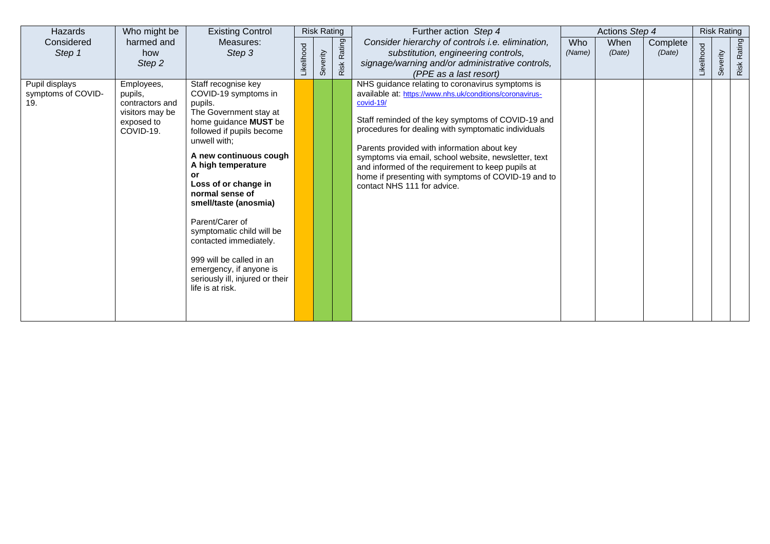| Hazards Considered *Step 1* | Who might be harmed and how *Step 2* | Existing Control Measures: *Step 3* | Risk Rating | | | Further action *Step 4* *Consider hierarchy of controls i.e. elimination, substitution, engineering controls, signage/warning and/or administrative controls, (PPE as a last resort)* | Actions *Step 4* | | | Risk Rating | | |
|---|---|---|---|---|---|---|---|---|---|---|---|---|
| | | | Likelihood | Severity | Risk Rating | | Who *(Name)* | When *(Date)* | Complete *(Date)* | Likelihood | Severity | Risk Rating |
| Pupil displays symptoms of COVID-19. | Employees, pupils, contractors and visitors may be exposed to COVID-19. | Staff recognise key COVID-19 symptoms in pupils.<br>The Government stay at home guidance **MUST** be followed if pupils become unwell with;<br>**A new continuous cough**<br>**A high temperature**<br>**or**<br>**Loss of or change in normal sense of smell/taste (anosmia)**<br><br>Parent/Carer of symptomatic child will be contacted immediately.<br><br>999 will be called in an emergency, if anyone is seriously ill, injured or their life is at risk. | | | | NHS guidance relating to coronavirus symptoms is available at: https://www.nhs.uk/conditions/coronavirus-covid-19/<br><br>Staff reminded of the key symptoms of COVID-19 and procedures for dealing with symptomatic individuals<br><br>Parents provided with information about key symptoms via email, school website, newsletter, text and informed of the requirement to keep pupils at home if presenting with symptoms of COVID-19 and to contact NHS 111 for advice. | | | | | | |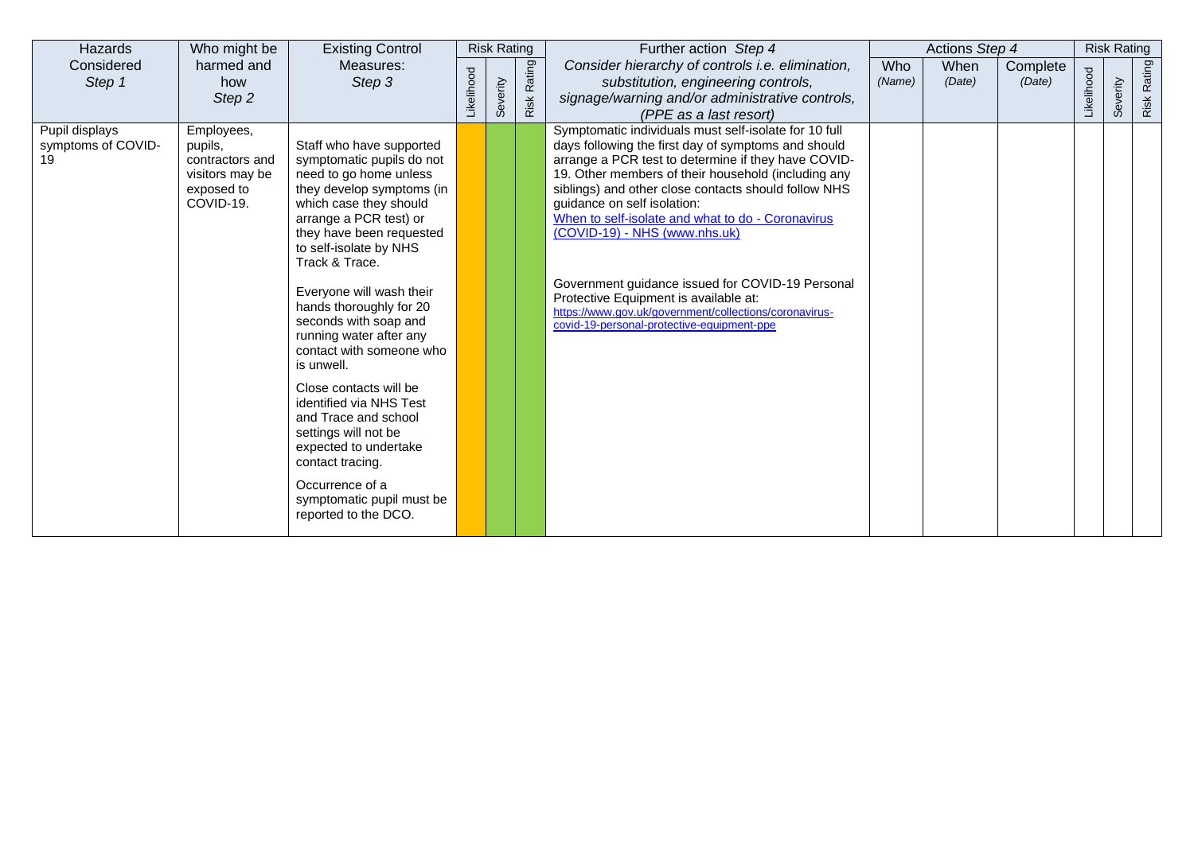| Hazards Considered *Step 1* | Who might be harmed and how *Step 2* | Existing Control Measures: *Step 3* | Risk Rating | | | Further action *Step 4* *Consider hierarchy of controls i.e. elimination, substitution, engineering controls, signage/warning and/or administrative controls, (PPE as a last resort)* | Actions *Step 4* | | | Risk Rating | | |
|---|---|---|---|---|---|---|---|---|---|---|---|---|
| | | | Likelihood | Severity | Risk Rating | | Who *(Name)* | When *(Date)* | Complete *(Date)* | Likelihood | Severity | Risk Rating |
| Pupil displays symptoms of COVID-19 | Employees, pupils, contractors and visitors may be exposed to COVID-19. | Staff who have supported symptomatic pupils do not need to go home unless they develop symptoms (in which case they should arrange a PCR test) or they have been requested to self-isolate by NHS Track & Trace.<br><br>Everyone will wash their hands thoroughly for 20 seconds with soap and running water after any contact with someone who is unwell.<br><br>Close contacts will be identified via NHS Test and Trace and school settings will not be expected to undertake contact tracing.<br><br>Occurrence of a symptomatic pupil must be reported to the DCO. | | | | Symptomatic individuals must self-isolate for 10 full days following the first day of symptoms and should arrange a PCR test to determine if they have COVID-19. Other members of their household (including any siblings) and other close contacts should follow NHS guidance on self isolation:<br>[When to self-isolate and what to do - Coronavirus (COVID-19) - NHS (www.nhs.uk)](www.nhs.uk)<br><br>Government guidance issued for COVID-19 Personal Protective Equipment is available at:<br>[https://www.gov.uk/government/collections/coronavirus-covid-19-personal-protective-equipment-ppe](https://www.gov.uk/government/collections/coronavirus-covid-19-personal-protective-equipment-ppe) | | | | | | |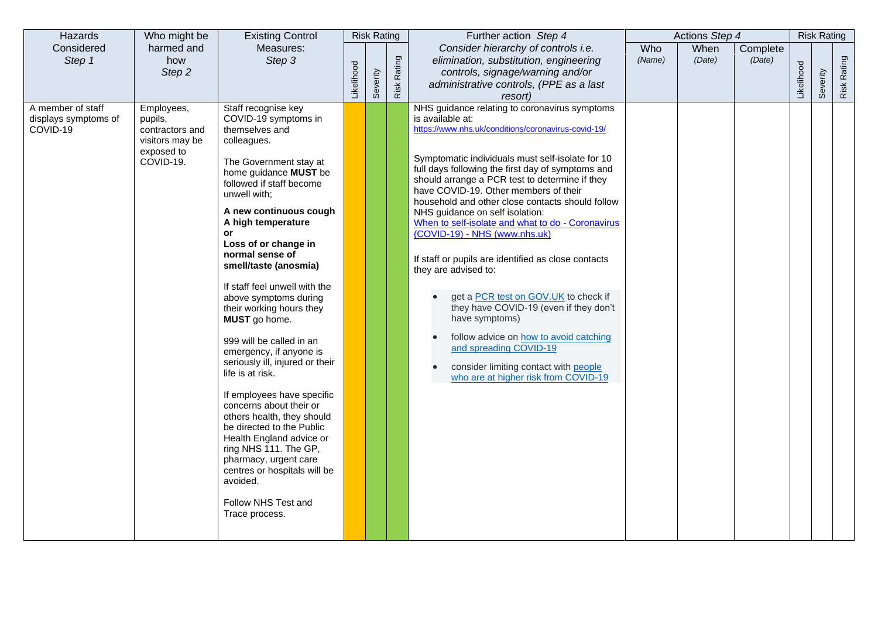| Hazards Considered *Step 1* | Who might be harmed and how *Step 2* | Existing Control Measures: *Step 3* | Risk Rating | | | Further action *Step 4* *Consider hierarchy of controls i.e. elimination, substitution, engineering controls, signage/warning and/or administrative controls, (PPE as a last resort)* | Actions *Step 4* | | | Risk Rating | | |
|---|---|---|---|---|---|---|---|---|---|---|---|---|
| | | | Likelihood | Severity | Risk Rating | | Who *(Name)* | When *(Date)* | Complete *(Date)* | Likelihood | Severity | Risk Rating |
| A member of staff displays symptoms of COVID-19 | Employees, pupils, contractors and visitors may be exposed to COVID-19. | Staff recognise key COVID-19 symptoms in themselves and colleagues.<br><br>The Government stay at home guidance **MUST** be followed if staff become unwell with;<br><br>**A new continuous cough**<br>**A high temperature**<br>**or**<br>**Loss of or change in normal sense of smell/taste (anosmia)**<br><br>If staff feel unwell with the above symptoms during their working hours they **MUST** go home.<br><br>999 will be called in an emergency, if anyone is seriously ill, injured or their life is at risk.<br><br>If employees have specific concerns about their or others health, they should be directed to the Public Health England advice or ring NHS 111. The GP, pharmacy, urgent care centres or hospitals will be avoided.<br><br>Follow NHS Test and Trace process. | | | | NHS guidance relating to coronavirus symptoms is available at:<br>https://www.nhs.uk/conditions/coronavirus-covid-19/<br><br>Symptomatic individuals must self-isolate for 10 full days following the first day of symptoms and should arrange a PCR test to determine if they have COVID-19. Other members of their household and other close contacts should follow NHS guidance on self isolation:<br>When to self-isolate and what to do - Coronavirus (COVID-19) - NHS (www.nhs.uk)<br><br>If staff or pupils are identified as close contacts they are advised to:<br><br>• get a PCR test on GOV.UK to check if they have COVID-19 (even if they don't have symptoms)<br>• follow advice on how to avoid catching and spreading COVID-19<br>• consider limiting contact with people who are at higher risk from COVID-19 | | | | | | |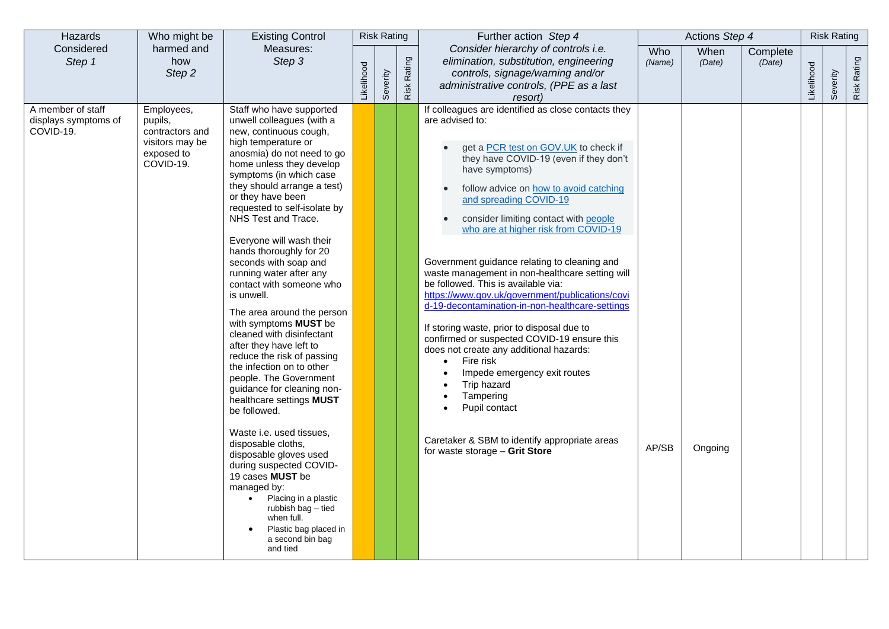| Hazards Considered *Step 1* | Who might be harmed and how *Step 2* | Existing Control Measures: *Step 3* | Risk Rating | | | Further action *Step 4* *Consider hierarchy of controls i.e. elimination, substitution, engineering controls, signage/warning and/or administrative controls, (PPE as a last resort)* | Actions *Step 4* | | | Risk Rating | | |
|---|---|---|---|---|---|---|---|---|---|---|---|---|
| | | | Likelihood | Severity | Risk Rating | | Who *(Name)* | When *(Date)* | Complete *(Date)* | Likelihood | Severity | Risk Rating |
| A member of staff displays symptoms of COVID-19. | Employees, pupils, contractors and visitors may be exposed to COVID-19. | Staff who have supported unwell colleagues (with a new, continuous cough, high temperature or anosmia) do not need to go home unless they develop symptoms (in which case they should arrange a test) or they have been requested to self-isolate by NHS Test and Trace.<br><br>Everyone will wash their hands thoroughly for 20 seconds with soap and running water after any contact with someone who is unwell.<br><br>The area around the person with symptoms **MUST** be cleaned with disinfectant after they have left to reduce the risk of passing the infection on to other people. The Government guidance for cleaning non-healthcare settings **MUST** be followed.<br><br>Waste i.e. used tissues, disposable cloths, disposable gloves used during suspected COVID-19 cases **MUST** be managed by:<br>• Placing in a plastic rubbish bag – tied when full.<br>• Plastic bag placed in a second bin bag and tied | | | | If colleagues are identified as close contacts they are advised to:<br>• get a PCR test on GOV.UK to check if they have COVID-19 (even if they don't have symptoms)<br>• follow advice on how to avoid catching and spreading COVID-19<br>• consider limiting contact with people who are at higher risk from COVID-19<br><br>Government guidance relating to cleaning and waste management in non-healthcare setting will be followed. This is available via: https://www.gov.uk/government/publications/covid-19-decontamination-in-non-healthcare-settings<br><br>If storing waste, prior to disposal due to confirmed or suspected COVID-19 ensure this does not create any additional hazards:<br>• Fire risk<br>• Impede emergency exit routes<br>• Trip hazard<br>• Tampering<br>• Pupil contact<br><br>Caretaker & SBM to identify appropriate areas for waste storage – **Grit Store** | AP/SB | Ongoing | | | | |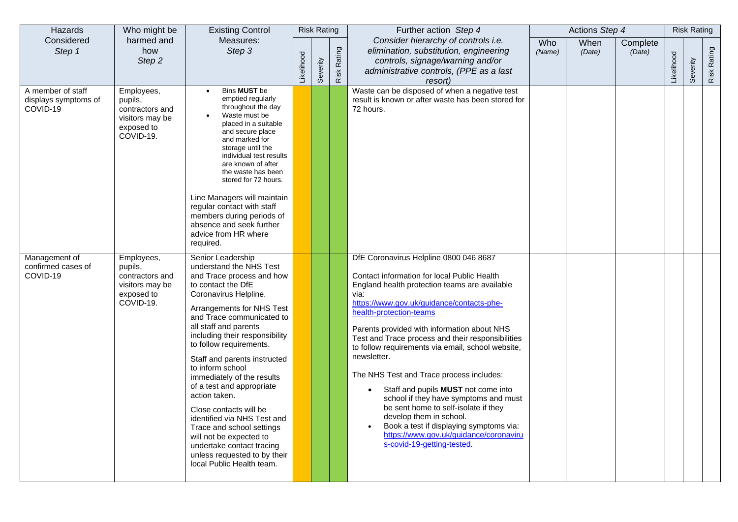| Hazards Considered *Step 1* | Who might be harmed and how *Step 2* | Existing Control Measures: *Step 3* | Risk Rating | | | Further action *Step 4* *Consider hierarchy of controls i.e. elimination, substitution, engineering controls, signage/warning and/or administrative controls, (PPE as a last resort)* | Actions *Step 4* | | | Risk Rating | | |
|---|---|---|---|---|---|---|---|---|---|---|---|---|
| | | | Likelihood | Severity | Risk Rating | | Who *(Name)* | When *(Date)* | Complete *(Date)* | Likelihood | Severity | Risk Rating |
| A member of staff displays symptoms of COVID-19 | Employees, pupils, contractors and visitors may be exposed to COVID-19. | • Bins **MUST** be emptied regularly throughout the day<br>• Waste must be placed in a suitable and secure place and marked for storage until the individual test results are known or after the waste has been stored for 72 hours.<br><br>Line Managers will maintain regular contact with staff members during periods of absence and seek further advice from HR where required. | | | | Waste can be disposed of when a negative test result is known or after waste has been stored for 72 hours. | | | | | | |
| Management of confirmed cases of COVID-19 | Employees, pupils, contractors and visitors may be exposed to COVID-19. | Senior Leadership understand the NHS Test and Trace process and how to contact the DfE Coronavirus Helpline.<br><br>Arrangements for NHS Test and Trace communicated to all staff and parents including their responsibility to follow requirements.<br><br>Staff and parents instructed to inform school immediately of the results of a test and appropriate action taken.<br><br>Close contacts will be identified via NHS Test and Trace and school settings will not be expected to undertake contact tracing unless requested to by their local Public Health team. | | | | DfE Coronavirus Helpline 0800 046 8687<br><br>Contact information for local Public Health England health protection teams are available via:<br>https://www.gov.uk/guidance/contacts-phe-health-protection-teams<br><br>Parents provided with information about NHS Test and Trace process and their responsibilities to follow requirements via email, school website, newsletter.<br><br>The NHS Test and Trace process includes:<br>• Staff and pupils **MUST** not come into school if they have symptoms and must be sent home to self-isolate if they develop them in school.<br>• Book a test if displaying symptoms via: https://www.gov.uk/guidance/coronavirus-covid-19-getting-tested. | | | | | | |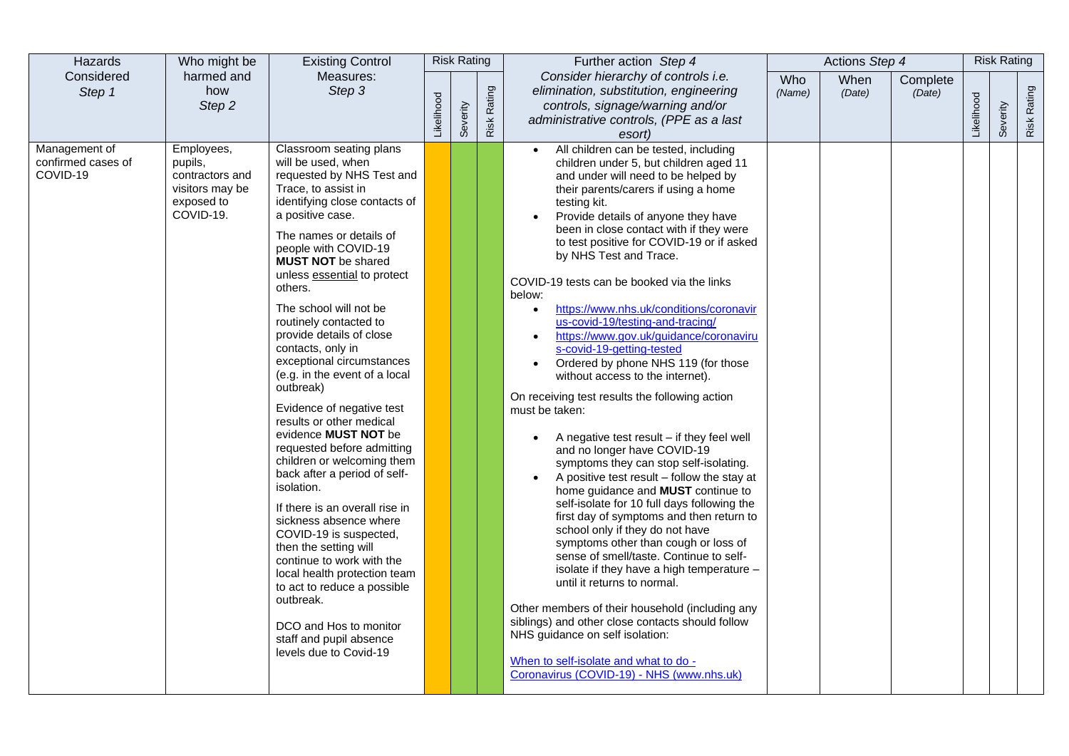| Hazards Considered *Step 1* | Who might be harmed and how *Step 2* | Existing Control Measures: *Step 3* | Risk Rating | | | Further action *Step 4* *Consider hierarchy of controls i.e. elimination, substitution, engineering controls, signage/warning and/or administrative controls, (PPE as a last esort)* | Actions *Step 4* | | | Risk Rating | | |
|---|---|---|---|---|---|---|---|---|---|---|---|---|
| | | | Likelihood | Severity | Risk Rating | | Who *(Name)* | When *(Date)* | Complete *(Date)* | Likelihood | Severity | Risk Rating |
| Management of confirmed cases of COVID-19 | Employees, pupils, contractors and visitors may be exposed to COVID-19. | Classroom seating plans will be used, when requested by NHS Test and Trace, to assist in identifying close contacts of a positive case.<br><br>The names or details of people with COVID-19 **MUST NOT** be shared unless essential to protect others.<br><br>The school will not be routinely contacted to provide details of close contacts, only in exceptional circumstances (e.g. in the event of a local outbreak)<br><br>Evidence of negative test results or other medical evidence **MUST NOT** be requested before admitting children or welcoming them back after a period of self-isolation.<br><br>If there is an overall rise in sickness absence where COVID-19 is suspected, then the setting will continue to work with the local health protection team to act to reduce a possible outbreak.<br><br>DCO and Hos to monitor staff and pupil absence levels due to Covid-19 | | | | • All children can be tested, including children under 5, but children aged 11 and under will need to be helped by their parents/carers if using a home testing kit.<br>• Provide details of anyone they have been in close contact with if they were to test positive for COVID-19 or if asked by NHS Test and Trace.<br><br>COVID-19 tests can be booked via the links below:<br>• https://www.nhs.uk/conditions/coronavirus-covid-19/testing-and-tracing/<br>• https://www.gov.uk/guidance/coronavirus-covid-19-getting-tested<br>• Ordered by phone NHS 119 (for those without access to the internet).<br><br>On receiving test results the following action must be taken:<br><br>• A negative test result – if they feel well and no longer have COVID-19 symptoms they can stop self-isolating.<br>• A positive test result – follow the stay at home guidance and **MUST** continue to self-isolate for 10 full days following the first day of symptoms and then return to school only if they do not have symptoms other than cough or loss of sense of smell/taste. Continue to self-isolate if they have a high temperature – until it returns to normal.<br><br>Other members of their household (including any siblings) and other close contacts should follow NHS guidance on self isolation:<br><br>When to self-isolate and what to do - Coronavirus (COVID-19) - NHS (www.nhs.uk) | | | | | | |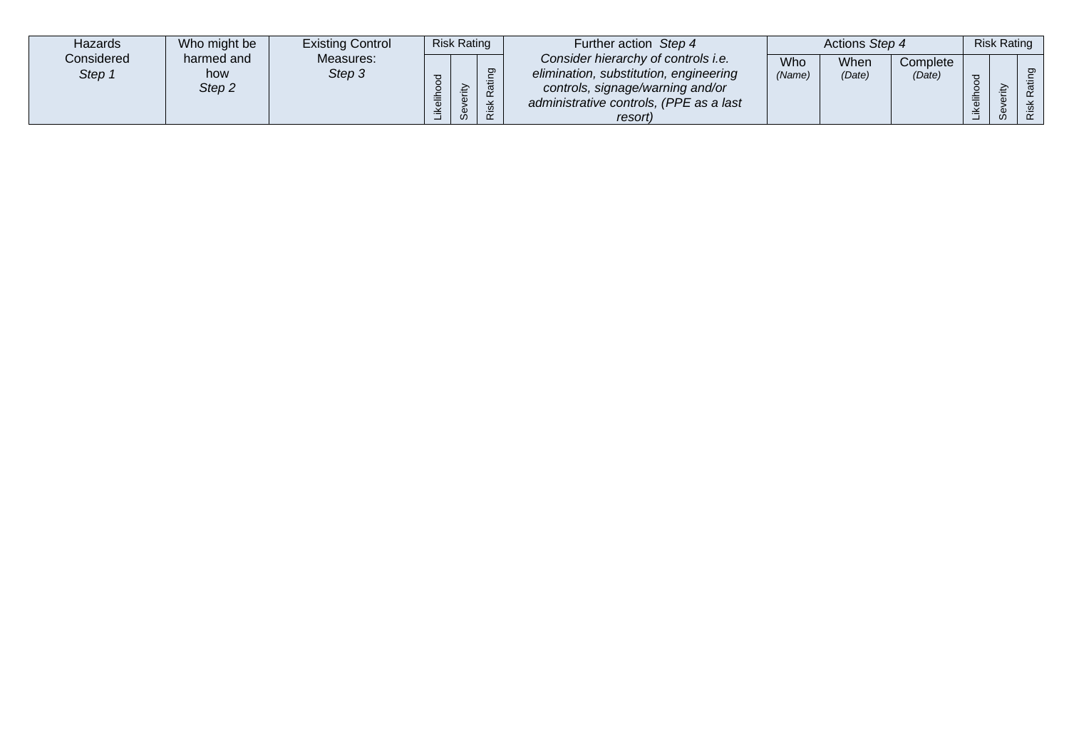| Hazards Considered *Step 1* | Who might be harmed and how *Step 2* | Existing Control Measures: *Step 3* | Risk Rating | | | Further action *Step 4* *Consider hierarchy of controls i.e. elimination, substitution, engineering controls, signage/warning and/or administrative controls, (PPE as a last resort)* | Actions *Step 4* | | | Risk Rating | | |
|---|---|---|---|---|---|---|---|---|---|---|---|---|
| | | | Likelihood | Severity | Risk Rating | | Who *(Name)* | When *(Date)* | Complete *(Date)* | Likelihood | Severity | Risk Rating |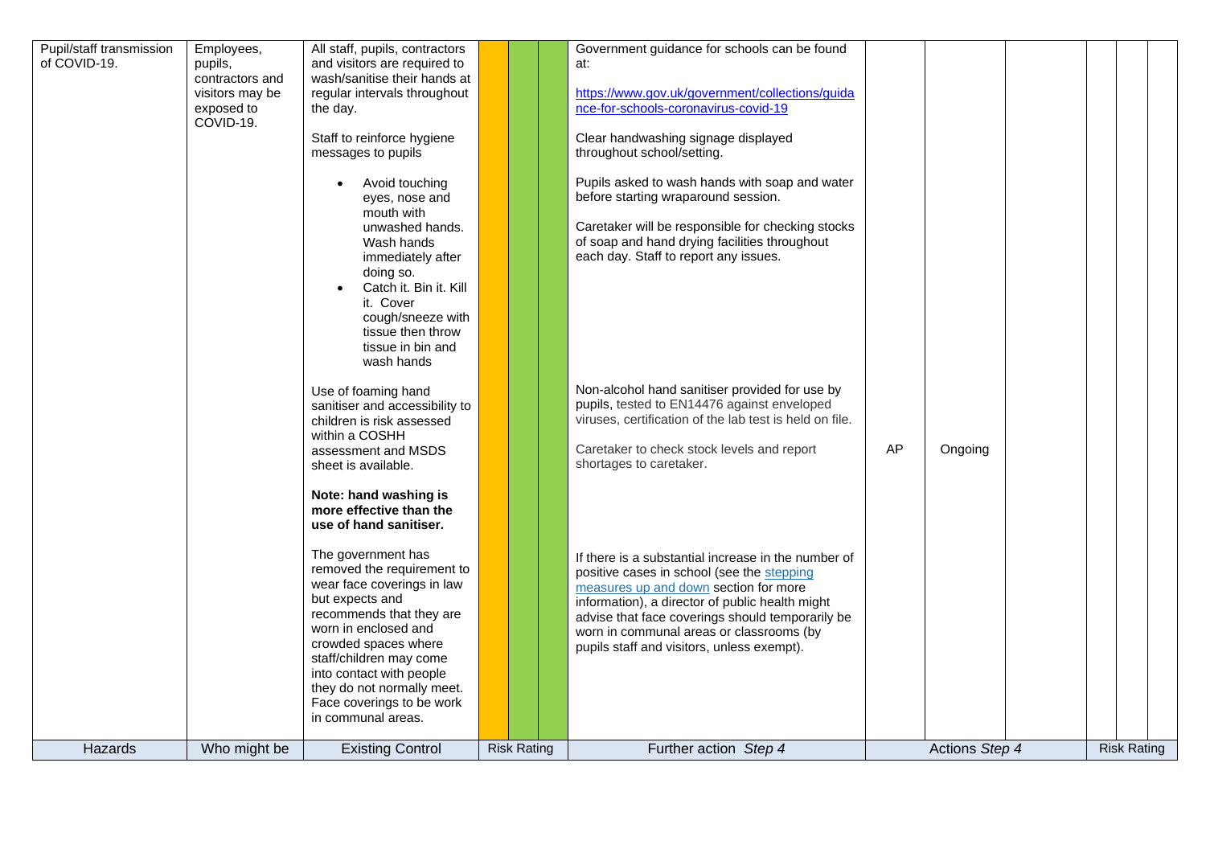| Hazards | Who might be | Existing Control | Risk Rating | | | Further action *Step 4* | Actions *Step 4* | | | Risk Rating | | |
|---|---|---|---|---|---|---|---|---|---|---|---|---|
| Pupil/staff transmission of COVID-19. | Employees, pupils, contractors and visitors may be exposed to COVID-19. | All staff, pupils, contractors and visitors are required to wash/sanitise their hands at regular intervals throughout the day.<br><br>Staff to reinforce hygiene messages to pupils<br><br>• Avoid touching eyes, nose and mouth with unwashed hands. Wash hands immediately after doing so.<br>• Catch it. Bin it. Kill it. Cover cough/sneeze with tissue then throw tissue in bin and wash hands<br><br>Use of foaming hand sanitiser and accessibility to children is risk assessed within a COSHH assessment and MSDS sheet is available.<br><br>**Note: hand washing is more effective than the use of hand sanitiser.**<br><br>The government has removed the requirement to wear face coverings in law but expects and recommends that they are worn in enclosed and crowded spaces where staff/children may come into contact with people they do not normally meet. Face coverings to be work in communal areas. | | | | Government guidance for schools can be found at:<br><br>https://www.gov.uk/government/collections/guidance-for-schools-coronavirus-covid-19<br><br>Clear handwashing signage displayed throughout school/setting.<br><br>Pupils asked to wash hands with soap and water before starting wraparound session.<br><br>Caretaker will be responsible for checking stocks of soap and hand drying facilities throughout each day. Staff to report any issues.<br><br>Non-alcohol hand sanitiser provided for use by pupils, tested to EN14476 against enveloped viruses, certification of the lab test is held on file.<br><br>Caretaker to check stock levels and report shortages to caretaker.<br><br>If there is a substantial increase in the number of positive cases in school (see the stepping measures up and down section for more information), a director of public health might advise that face coverings should temporarily be worn in communal areas or classrooms (by pupils staff and visitors, unless exempt). | AP | Ongoing | | | | |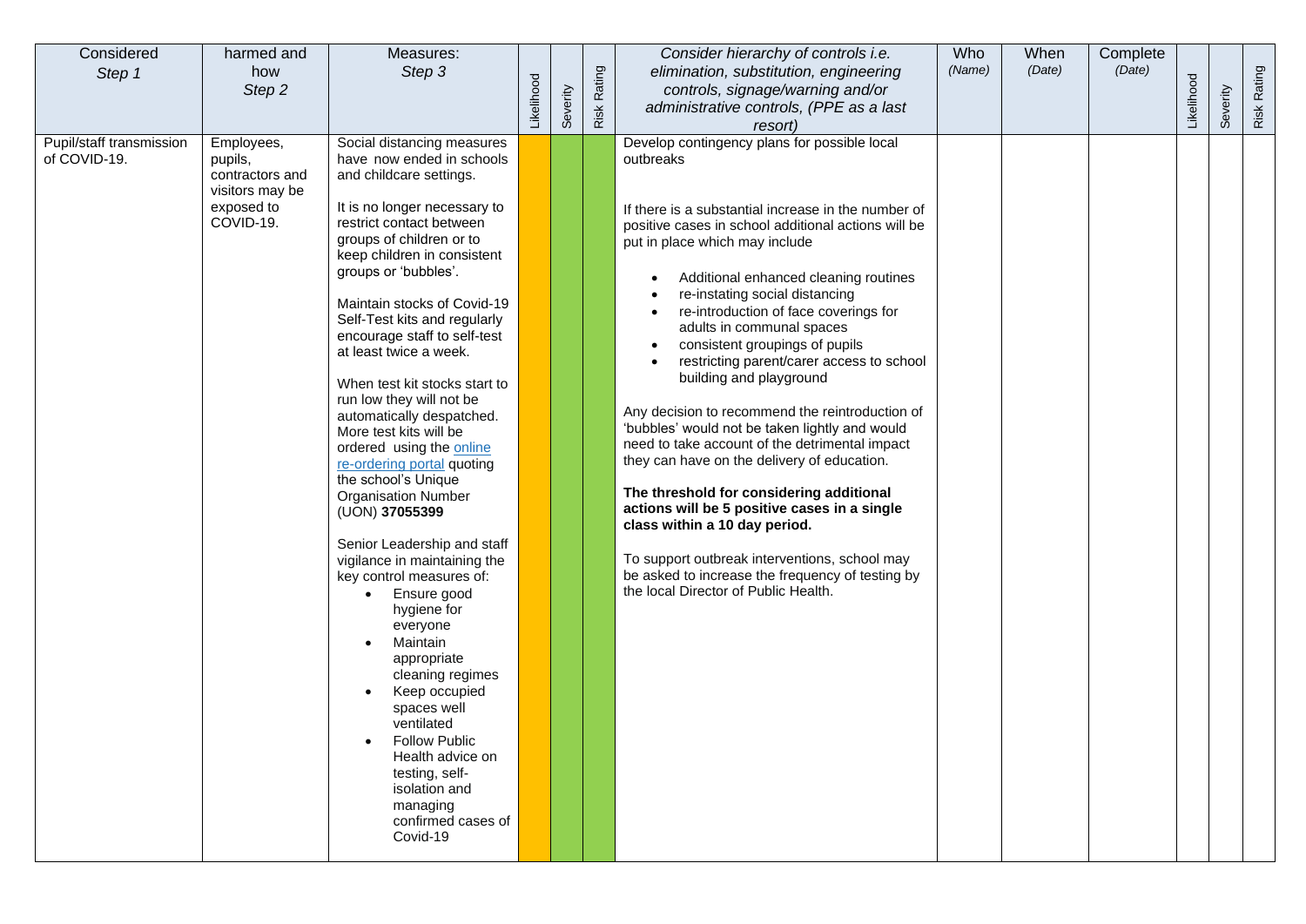| Considered<br>*Step 1* | harmed and how<br>*Step 2* | Measures:<br>*Step 3* | Likelihood | Severity | Risk Rating | *Consider hierarchy of controls i.e. elimination, substitution, engineering controls, signage/warning and/or administrative controls, (PPE as a last resort)* | Who<br>*(Name)* | When<br>*(Date)* | Complete<br>*(Date)* | Likelihood | Severity | Risk Rating |
|---|---|---|---|---|---|---|---|---|---|---|---|---|
| Pupil/staff transmission of COVID-19. | Employees, pupils, contractors and visitors may be exposed to COVID-19. | Social distancing measures have now ended in schools and childcare settings.<br><br>It is no longer necessary to restrict contact between groups of children or to keep children in consistent groups or 'bubbles'.<br><br>Maintain stocks of Covid-19 Self-Test kits and regularly encourage staff to self-test at least twice a week.<br><br>When test kit stocks start to run low they will not be automatically despatched. More test kits will be ordered using the online re-ordering portal quoting the school's Unique Organisation Number (UON) **37055399**<br><br>Senior Leadership and staff vigilance in maintaining the key control measures of:<br>• Ensure good hygiene for everyone<br>• Maintain appropriate cleaning regimes<br>• Keep occupied spaces well ventilated<br>• Follow Public Health advice on testing, self-isolation and managing confirmed cases of Covid-19 | | | | Develop contingency plans for possible local outbreaks<br><br>If there is a substantial increase in the number of positive cases in school additional actions will be put in place which may include<br>• Additional enhanced cleaning routines<br>• re-instating social distancing<br>• re-introduction of face coverings for adults in communal spaces<br>• consistent groupings of pupils<br>• restricting parent/carer access to school building and playground<br><br>Any decision to recommend the reintroduction of 'bubbles' would not be taken lightly and would need to take account of the detrimental impact they can have on the delivery of education.<br><br>**The threshold for considering additional actions will be 5 positive cases in a single class within a 10 day period.**<br><br>To support outbreak interventions, school may be asked to increase the frequency of testing by the local Director of Public Health. | | | | | | |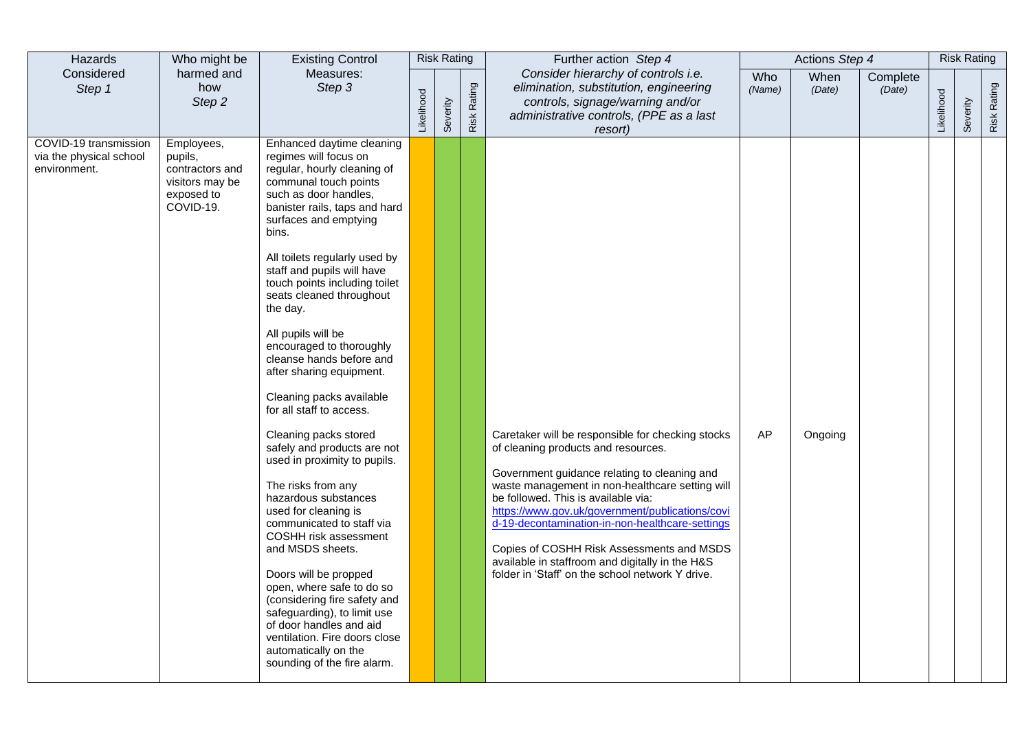| Hazards Considered *Step 1* | Who might be harmed and how *Step 2* | Existing Control Measures: *Step 3* | Risk Rating | | | Further action *Step 4* *Consider hierarchy of controls i.e. elimination, substitution, engineering controls, signage/warning and/or administrative controls, (PPE as a last resort)* | Actions *Step 4* | | | Risk Rating | | |
|---|---|---|---|---|---|---|---|---|---|---|---|---|
| | | | Likelihood | Severity | Risk Rating | | Who *(Name)* | When *(Date)* | Complete *(Date)* | Likelihood | Severity | Risk Rating |
| COVID-19 transmission via the physical school environment. | Employees, pupils, contractors and visitors may be exposed to COVID-19. | Enhanced daytime cleaning regimes will focus on regular, hourly cleaning of communal touch points such as door handles, banister rails, taps and hard surfaces and emptying bins.<br><br>All toilets regularly used by staff and pupils will have touch points including toilet seats cleaned throughout the day.<br><br>All pupils will be encouraged to thoroughly cleanse hands before and after sharing equipment.<br><br>Cleaning packs available for all staff to access.<br><br>Cleaning packs stored safely and products are not used in proximity to pupils.<br><br>The risks from any hazardous substances used for cleaning is communicated to staff via COSHH risk assessment and MSDS sheets.<br><br>Doors will be propped open, where safe to do so (considering fire safety and safeguarding), to limit use of door handles and aid ventilation. Fire doors close automatically on the sounding of the fire alarm. | | | | Caretaker will be responsible for checking stocks of cleaning products and resources.<br><br>Government guidance relating to cleaning and waste management in non-healthcare setting will be followed. This is available via: [https://www.gov.uk/government/publications/covid-19-decontamination-in-non-healthcare-settings](https://www.gov.uk/government/publications/covid-19-decontamination-in-non-healthcare-settings)<br><br>Copies of COSHH Risk Assessments and MSDS available in staffroom and digitally in the H&S folder in 'Staff' on the school network Y drive. | AP | Ongoing | | | | |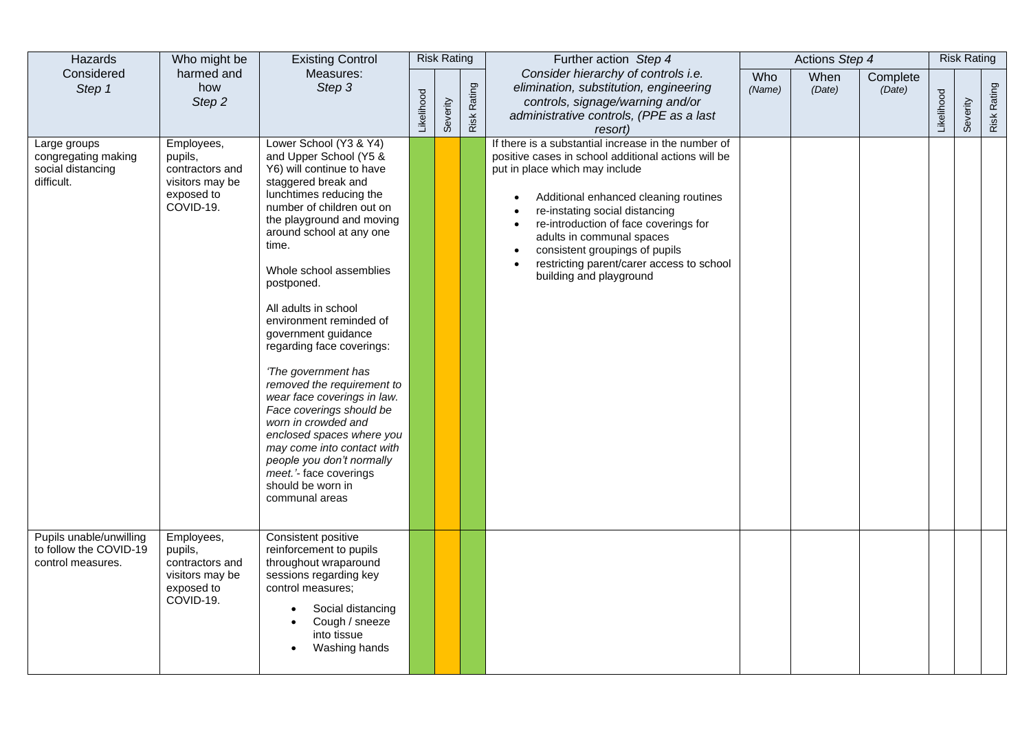| Hazards Considered *Step 1* | Who might be harmed and how *Step 2* | Existing Control Measures: *Step 3* | Risk Rating | | | Further action *Step 4* *Consider hierarchy of controls i.e. elimination, substitution, engineering controls, signage/warning and/or administrative controls, (PPE as a last resort)* | Actions *Step 4* | | | Risk Rating | | |
|---|---|---|---|---|---|---|---|---|---|---|---|---|
| | | | Likelihood | Severity | Risk Rating | | Who *(Name)* | When *(Date)* | Complete *(Date)* | Likelihood | Severity | Risk Rating |
| Large groups congregating making social distancing difficult. | Employees, pupils, contractors and visitors may be exposed to COVID-19. | Lower School (Y3 & Y4) and Upper School (Y5 & Y6) will continue to have staggered break and lunchtimes reducing the number of children out on the playground and moving around school at any one time.<br><br>Whole school assemblies postponed.<br><br>All adults in school environment reminded of government guidance regarding face coverings:<br><br>*'The government has removed the requirement to wear face coverings in law. Face coverings should be worn in crowded and enclosed spaces where you may come into contact with people you don't normally meet.'*- face coverings should be worn in communal areas | | | | If there is a substantial increase in the number of positive cases in school additional actions will be put in place which may include<br><br>• Additional enhanced cleaning routines<br>• re-instating social distancing<br>• re-introduction of face coverings for adults in communal spaces<br>• consistent groupings of pupils<br>• restricting parent/carer access to school building and playground | | | | | | |
| Pupils unable/unwilling to follow the COVID-19 control measures. | Employees, pupils, contractors and visitors may be exposed to COVID-19. | Consistent positive reinforcement to pupils throughout wraparound sessions regarding key control measures;<br><br>• Social distancing<br>• Cough / sneeze into tissue<br>• Washing hands | | | | | | | | | | |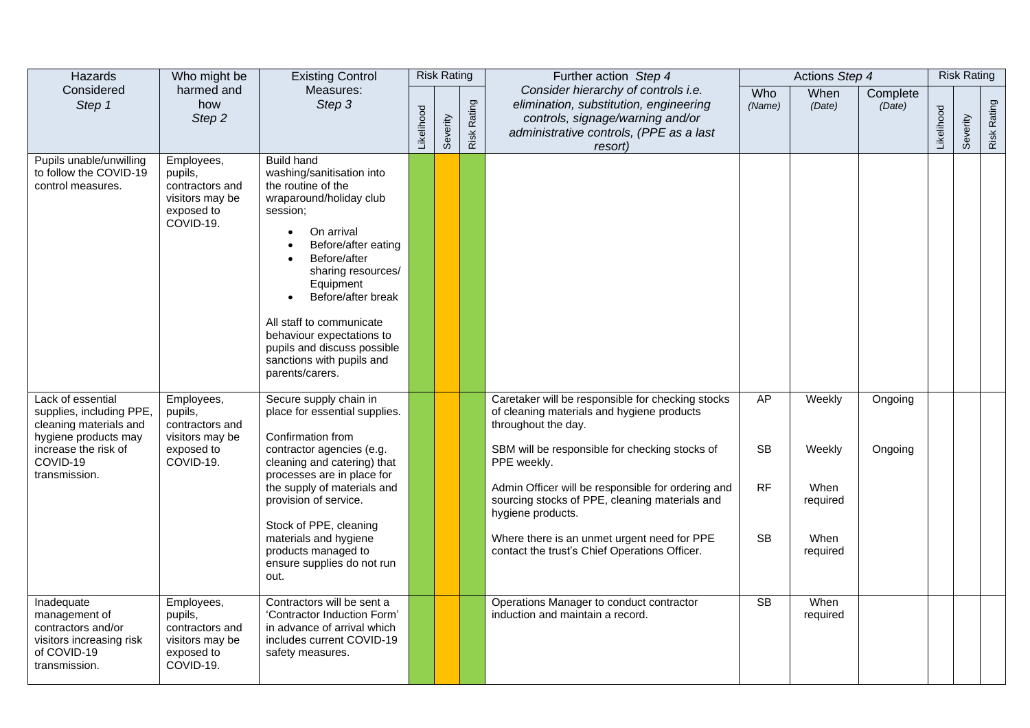| Hazards Considered *Step 1* | Who might be harmed and how *Step 2* | Existing Control Measures: *Step 3* | Risk Rating | | | Further action *Step 4* *Consider hierarchy of controls i.e. elimination, substitution, engineering controls, signage/warning and/or administrative controls, (PPE as a last resort)* | Actions *Step 4* | | | Risk Rating | | |
|---|---|---|---|---|---|---|---|---|---|---|---|---|
| | | | Likelihood | Severity | Risk Rating | | Who *(Name)* | When *(Date)* | Complete *(Date)* | Likelihood | Severity | Risk Rating |
| Pupils unable/unwilling to follow the COVID-19 control measures. | Employees, pupils, contractors and visitors may be exposed to COVID-19. | Build hand washing/sanitisation into the routine of the wraparound/holiday club session;<br>• On arrival<br>• Before/after eating<br>• Before/after sharing resources/ Equipment<br>• Before/after break<br><br>All staff to communicate behaviour expectations to pupils and discuss possible sanctions with pupils and parents/carers. | | | | | | | | | | |
| Lack of essential supplies, including PPE, cleaning materials and hygiene products may increase the risk of COVID-19 transmission. | Employees, pupils, contractors and visitors may be exposed to COVID-19. | Secure supply chain in place for essential supplies.<br><br>Confirmation from contractor agencies (e.g. cleaning and catering) that processes are in place for the supply of materials and provision of service.<br><br>Stock of PPE, cleaning materials and hygiene products managed to ensure supplies do not run out. | | | | Caretaker will be responsible for checking stocks of cleaning materials and hygiene products throughout the day.<br><br>SBM will be responsible for checking stocks of PPE weekly.<br><br>Admin Officer will be responsible for ordering and sourcing stocks of PPE, cleaning materials and hygiene products.<br><br>Where there is an unmet urgent need for PPE contact the trust's Chief Operations Officer. | AP<br><br>SB<br><br>RF<br><br>SB | Weekly<br><br>Weekly<br><br>When required<br><br>When required | Ongoing<br><br>Ongoing | | | |
| Inadequate management of contractors and/or visitors increasing risk of COVID-19 transmission. | Employees, pupils, contractors and visitors may be exposed to COVID-19. | Contractors will be sent a 'Contractor Induction Form' in advance of arrival which includes current COVID-19 safety measures. | | | | Operations Manager to conduct contractor induction and maintain a record. | SB | When required | | | | |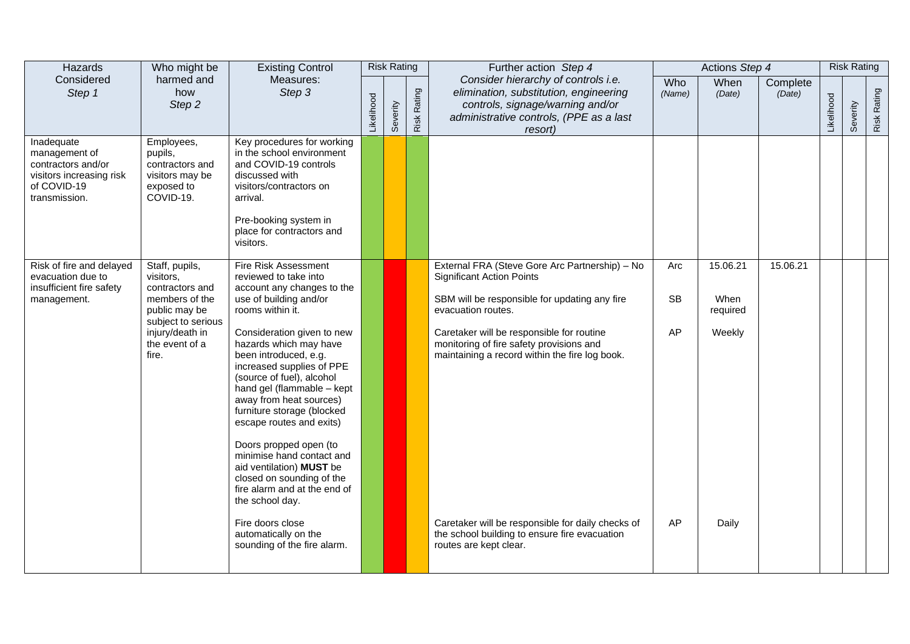| Hazards Considered *Step 1* | Who might be harmed and how *Step 2* | Existing Control Measures: *Step 3* | Risk Rating | | | Further action *Step 4* *Consider hierarchy of controls i.e. elimination, substitution, engineering controls, signage/warning and/or administrative controls, (PPE as a last resort)* | Actions *Step 4* | | | Risk Rating | | |
|---|---|---|---|---|---|---|---|---|---|---|---|---|
| | | | Likelihood | Severity | Risk Rating | | Who *(Name)* | When *(Date)* | Complete *(Date)* | Likelihood | Severity | Risk Rating |
| Inadequate management of contractors and/or visitors increasing risk of COVID-19 transmission. | Employees, pupils, contractors and visitors may be exposed to COVID-19. | Key procedures for working in the school environment and COVID-19 controls discussed with visitors/contractors on arrival.<br><br>Pre-booking system in place for contractors and visitors. | | | | | | | | | | |
| Risk of fire and delayed evacuation due to insufficient fire safety management. | Staff, pupils, visitors, contractors and members of the public may be subject to serious injury/death in the event of a fire. | Fire Risk Assessment reviewed to take into account any changes to the use of building and/or rooms within it.<br><br>Consideration given to new hazards which may have been introduced, e.g. increased supplies of PPE (source of fuel), alcohol hand gel (flammable – kept away from heat sources) furniture storage (blocked escape routes and exits)<br><br>Doors propped open (to minimise hand contact and aid ventilation) **MUST** be closed on sounding of the fire alarm and at the end of the school day.<br><br>Fire doors close automatically on the sounding of the fire alarm. | | | | External FRA (Steve Gore Arc Partnership) – No Significant Action Points<br><br>SBM will be responsible for updating any fire evacuation routes.<br><br>Caretaker will be responsible for routine monitoring of fire safety provisions and maintaining a record within the fire log book.<br><br>Caretaker will be responsible for daily checks of the school building to ensure fire evacuation routes are kept clear. | Arc<br><br>SB<br><br>AP<br><br>AP | 15.06.21<br><br>When required<br><br>Weekly<br><br>Daily | 15.06.21 | | | |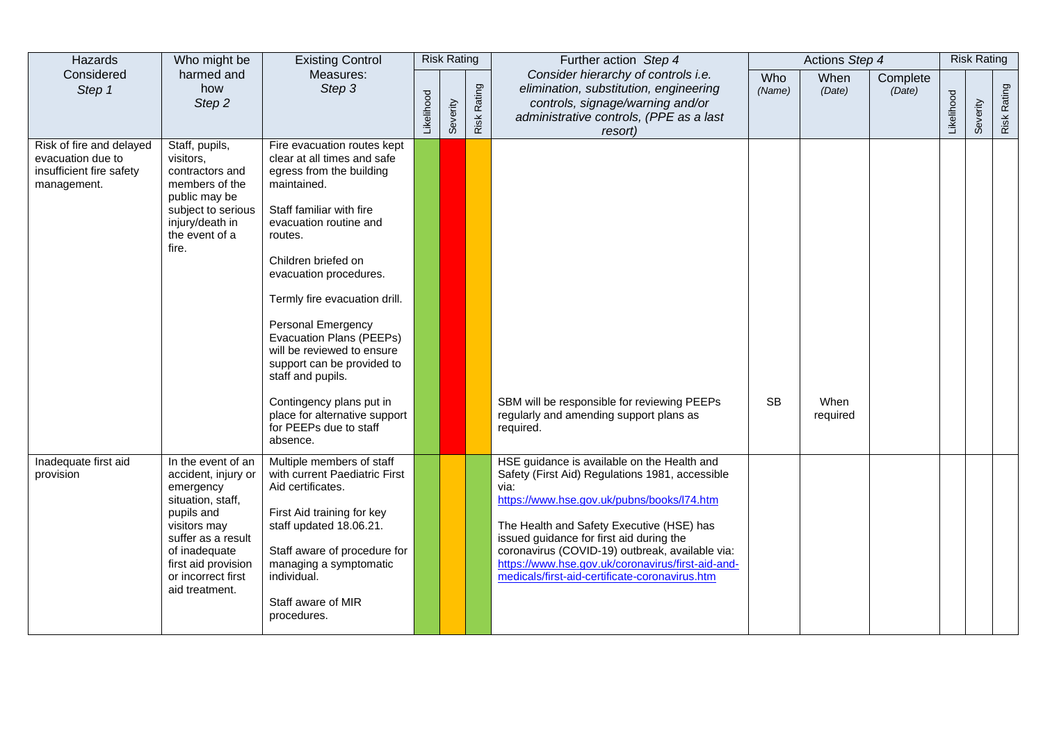| Hazards Considered *Step 1* | Who might be harmed and how *Step 2* | Existing Control Measures: *Step 3* | Risk Rating | | | Further action *Step 4* *Consider hierarchy of controls i.e. elimination, substitution, engineering controls, signage/warning and/or administrative controls, (PPE as a last resort)* | Actions *Step 4* | | | Risk Rating | | |
|---|---|---|---|---|---|---|---|---|---|---|---|---|
| | | | Likelihood | Severity | Risk Rating | | Who *(Name)* | When *(Date)* | Complete *(Date)* | Likelihood | Severity | Risk Rating |
| Risk of fire and delayed evacuation due to insufficient fire safety management. | Staff, pupils, visitors, contractors and members of the public may be subject to serious injury/death in the event of a fire. | Fire evacuation routes kept clear at all times and safe egress from the building maintained.<br><br>Staff familiar with fire evacuation routine and routes.<br><br>Children briefed on evacuation procedures.<br><br>Termly fire evacuation drill.<br><br>Personal Emergency Evacuation Plans (PEEPs) will be reviewed to ensure support can be provided to staff and pupils.<br><br>Contingency plans put in place for alternative support for PEEPs due to staff absence. | | | | SBM will be responsible for reviewing PEEPs regularly and amending support plans as required. | SB | When required | | | | |
| Inadequate first aid provision | In the event of an accident, injury or emergency situation, staff, pupils and visitors may suffer as a result of inadequate first aid provision or incorrect first aid treatment. | Multiple members of staff with current Paediatric First Aid certificates.<br><br>First Aid training for key staff updated 18.06.21.<br><br>Staff aware of procedure for managing a symptomatic individual.<br><br>Staff aware of MIR procedures. | | | | HSE guidance is available on the Health and Safety (First Aid) Regulations 1981, accessible via: https://www.hse.gov.uk/pubns/books/l74.htm<br><br>The Health and Safety Executive (HSE) has issued guidance for first aid during the coronavirus (COVID-19) outbreak, available via: https://www.hse.gov.uk/coronavirus/first-aid-and-medicals/first-aid-certificate-coronavirus.htm | | | | | | |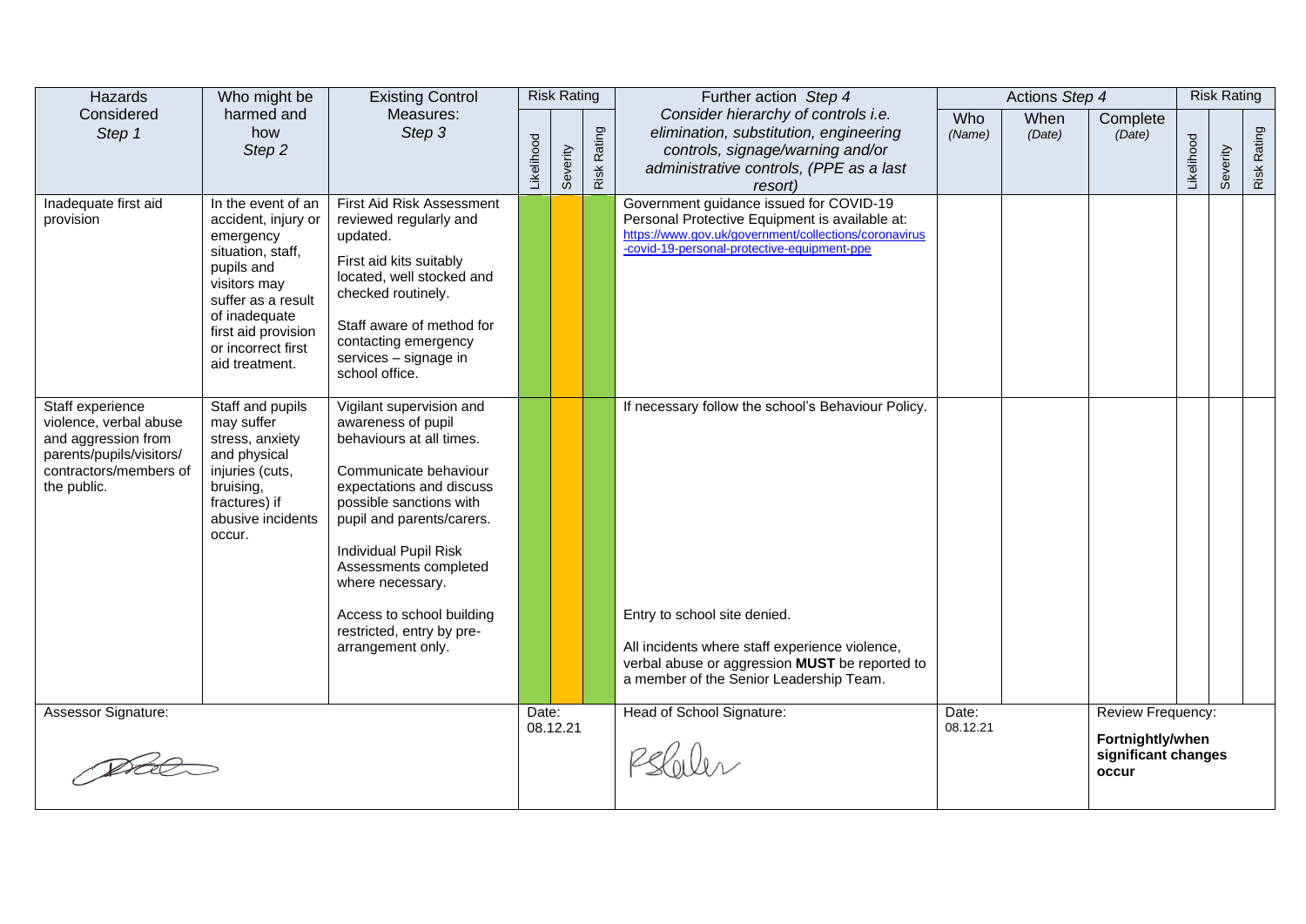| Hazards Considered *Step 1* | Who might be harmed and how *Step 2* | Existing Control Measures: *Step 3* | Risk Rating | | | Further action *Step 4* *Consider hierarchy of controls i.e. elimination, substitution, engineering controls, signage/warning and/or administrative controls, (PPE as a last resort)* | Actions *Step 4* | | | Risk Rating | | |
|---|---|---|---|---|---|---|---|---|---|---|---|---|
| | | | Likelihood | Severity | Risk Rating | | Who *(Name)* | When *(Date)* | Complete *(Date)* | Likelihood | Severity | Risk Rating |
| Inadequate first aid provision | In the event of an accident, injury or emergency situation, staff, pupils and visitors may suffer as a result of inadequate first aid provision or incorrect first aid treatment. | First Aid Risk Assessment reviewed regularly and updated.<br><br>First aid kits suitably located, well stocked and checked routinely.<br><br>Staff aware of method for contacting emergency services – signage in school office. | | | | Government guidance issued for COVID-19 Personal Protective Equipment is available at: https://www.gov.uk/government/collections/coronavirus-covid-19-personal-protective-equipment-ppe | | | | | | |
| Staff experience violence, verbal abuse and aggression from parents/pupils/visitors/ contractors/members of the public. | Staff and pupils may suffer stress, anxiety and physical injuries (cuts, bruising, fractures) if abusive incidents occur. | Vigilant supervision and awareness of pupil behaviours at all times.<br><br>Communicate behaviour expectations and discuss possible sanctions with pupil and parents/carers.<br><br>Individual Pupil Risk Assessments completed where necessary.<br><br>Access to school building restricted, entry by pre-arrangement only. | | | | If necessary follow the school's Behaviour Policy.<br><br>Entry to school site denied.<br><br>All incidents where staff experience violence, verbal abuse or aggression **MUST** be reported to a member of the Senior Leadership Team. | | | | | | |

| Assessor Signature: | Date: 08.12.21 | Head of School Signature: | Date: 08.12.21 | Review Frequency: **Fortnightly/when significant changes occur** |
|---|---|---|---|---|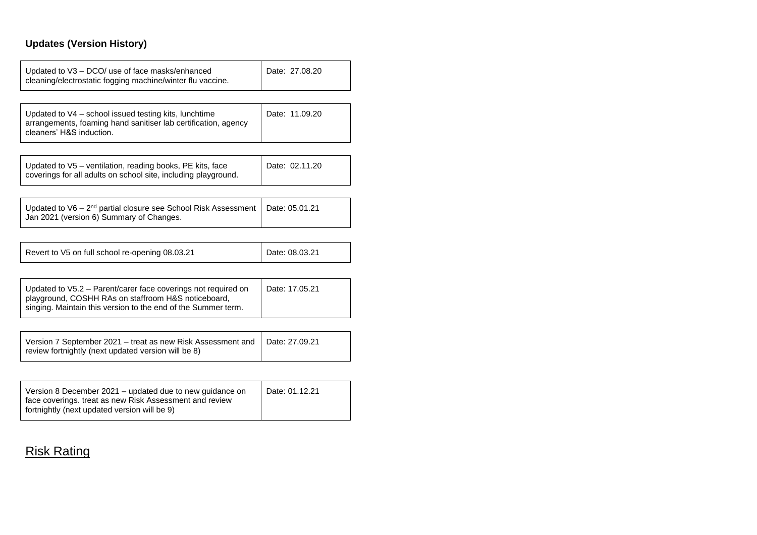## Updates (Version History)

| Update | Date |
|---|---|
| Updated to V3 – DCO/ use of face masks/enhanced cleaning/electrostatic fogging machine/winter flu vaccine. | Date: 27.08.20 |
| Updated to V4 – school issued testing kits, lunchtime arrangements, foaming hand sanitiser lab certification, agency cleaners' H&S induction. | Date: 11.09.20 |
| Updated to V5 – ventilation, reading books, PE kits, face coverings for all adults on school site, including playground. | Date: 02.11.20 |
| Updated to V6 – 2nd partial closure see School Risk Assessment Jan 2021 (version 6) Summary of Changes. | Date: 05.01.21 |
| Revert to V5 on full school re-opening 08.03.21 | Date: 08.03.21 |
| Updated to V5.2 – Parent/carer face coverings not required on playground, COSHH RAs on staffroom H&S noticeboard, singing. Maintain this version to the end of the Summer term. | Date: 17.05.21 |
| Version 7 September 2021 – treat as new Risk Assessment and review fortnightly (next updated version will be 8) | Date: 27.09.21 |
| Version 8 December 2021 – updated due to new guidance on face coverings. treat as new Risk Assessment and review fortnightly (next updated version will be 9) | Date: 01.12.21 |

## Risk Rating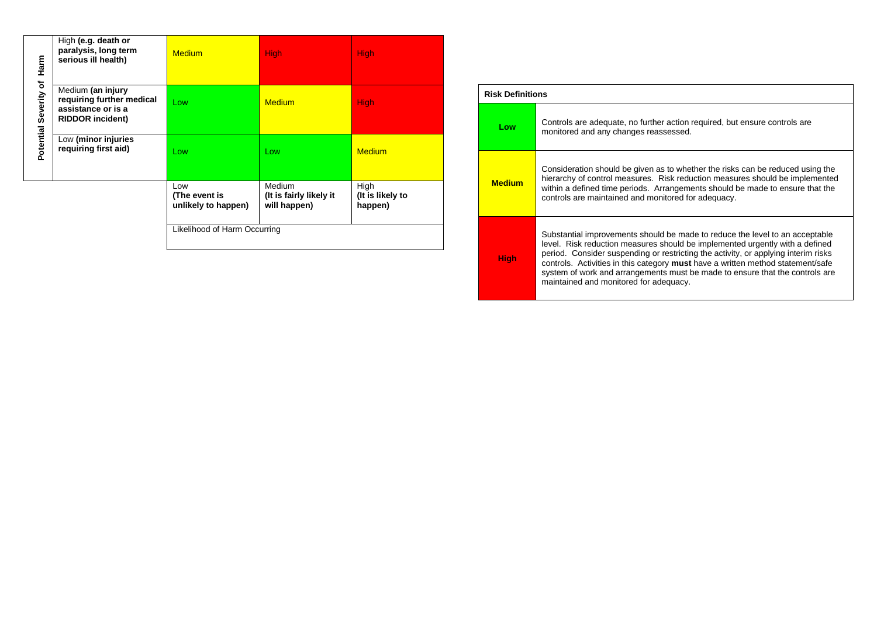| Potential Severity of Harm | | | | |
|---|---|---|---|---|
| | High **(e.g. death or paralysis, long term serious ill health)** | Medium | High | High |
| | Medium **(an injury requiring further medical assistance or is a RIDDOR incident)** | Low | Medium | High |
| | Low **(minor injuries requiring first aid)** | Low | Low | Medium |
| | | Low **(The event is unlikely to happen)** | Medium **(It is fairly likely it will happen)** | High **(It is likely to happen)** |
| | | Likelihood of Harm Occurring | | |

| **Risk Definitions** | |
|---|---|
| **Low** | Controls are adequate, no further action required, but ensure controls are monitored and any changes reassessed. |
| **Medium** | Consideration should be given as to whether the risks can be reduced using the hierarchy of control measures. Risk reduction measures should be implemented within a defined time periods. Arrangements should be made to ensure that the controls are maintained and monitored for adequacy. |
| **High** | Substantial improvements should be made to reduce the level to an acceptable level. Risk reduction measures should be implemented urgently with a defined period. Consider suspending or restricting the activity, or applying interim risks controls. Activities in this category **must** have a written method statement/safe system of work and arrangements must be made to ensure that the controls are maintained and monitored for adequacy. |